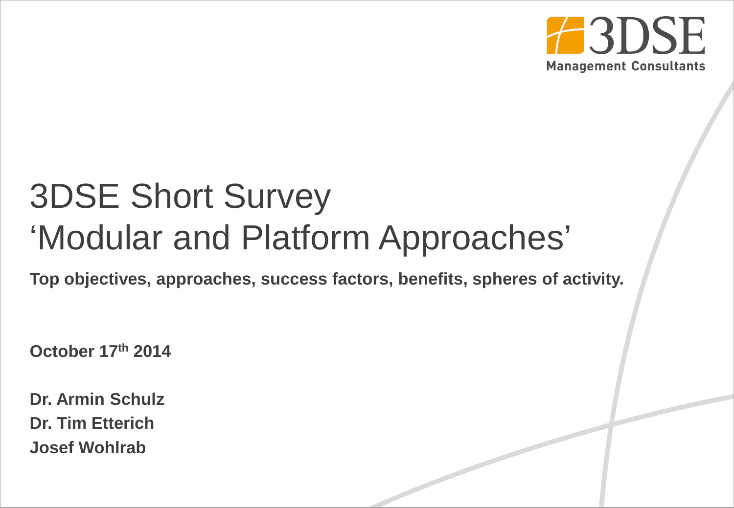3DSE Management Consultants

# 3DSE Short Survey 'Modular and Platform Approaches'

**Top objectives, approaches, success factors, benefits, spheres of activity.**

**October 17th 2014**

**Dr. Armin Schulz**
**Dr. Tim Etterich**
**Josef Wohlrab**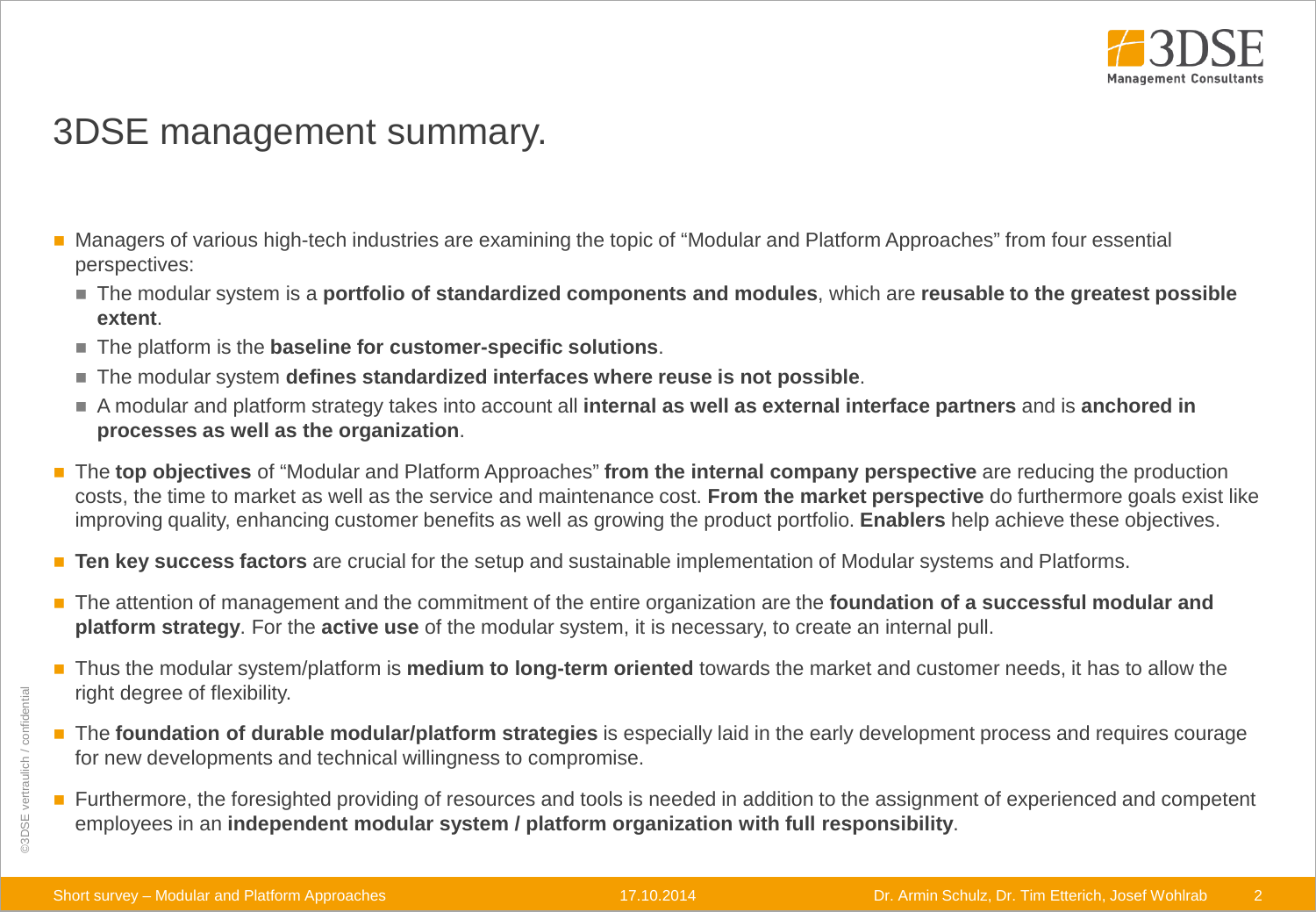# 3DSE management summary.

- Managers of various high-tech industries are examining the topic of “Modular and Platform Approaches” from four essential perspectives:
  - The modular system is a **portfolio of standardized components and modules**, which are **reusable to the greatest possible extent**.
  - The platform is the **baseline for customer-specific solutions**.
  - The modular system **defines standardized interfaces where reuse is not possible**.
  - A modular and platform strategy takes into account all **internal as well as external interface partners** and is **anchored in processes as well as the organization**.
- The **top objectives** of “Modular and Platform Approaches” **from the internal company perspective** are reducing the production costs, the time to market as well as the service and maintenance cost. **From the market perspective** do furthermore goals exist like improving quality, enhancing customer benefits as well as growing the product portfolio. **Enablers** help achieve these objectives.
- **Ten key success factors** are crucial for the setup and sustainable implementation of Modular systems and Platforms.
- The attention of management and the commitment of the entire organization are the **foundation of a successful modular and platform strategy**. For the **active use** of the modular system, it is necessary, to create an internal pull.
- Thus the modular system/platform is **medium to long-term oriented** towards the market and customer needs, it has to allow the right degree of flexibility.
- The **foundation of durable modular/platform strategies** is especially laid in the early development process and requires courage for new developments and technical willingness to compromise.
- Furthermore, the foresighted providing of resources and tools is needed in addition to the assignment of experienced and competent employees in an **independent modular system / platform organization with full responsibility**.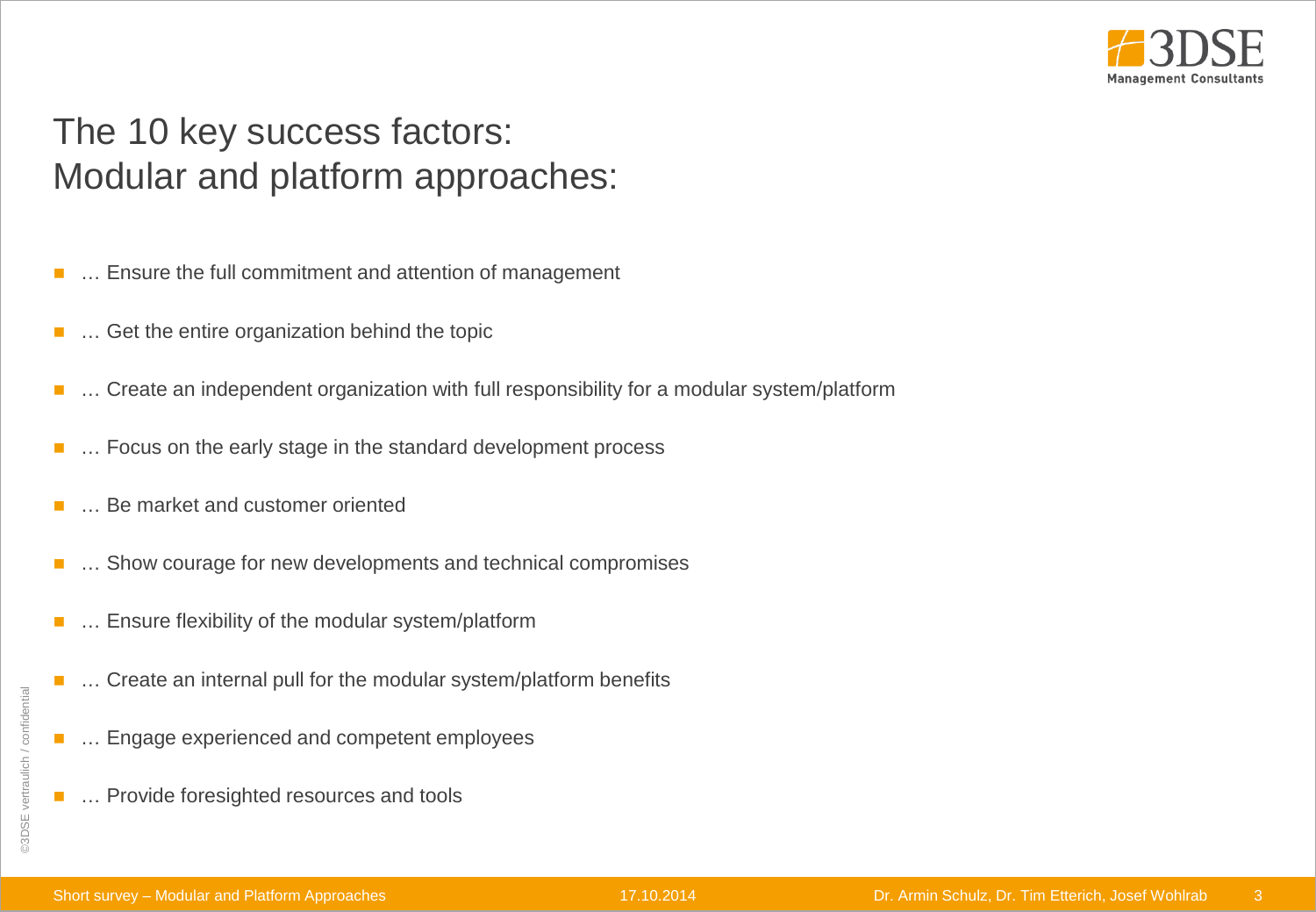# The 10 key success factors: Modular and platform approaches:

- … Ensure the full commitment and attention of management
- … Get the entire organization behind the topic
- … Create an independent organization with full responsibility for a modular system/platform
- … Focus on the early stage in the standard development process
- … Be market and customer oriented
- … Show courage for new developments and technical compromises
- … Ensure flexibility of the modular system/platform
- … Create an internal pull for the modular system/platform benefits
- … Engage experienced and competent employees
- … Provide foresighted resources and tools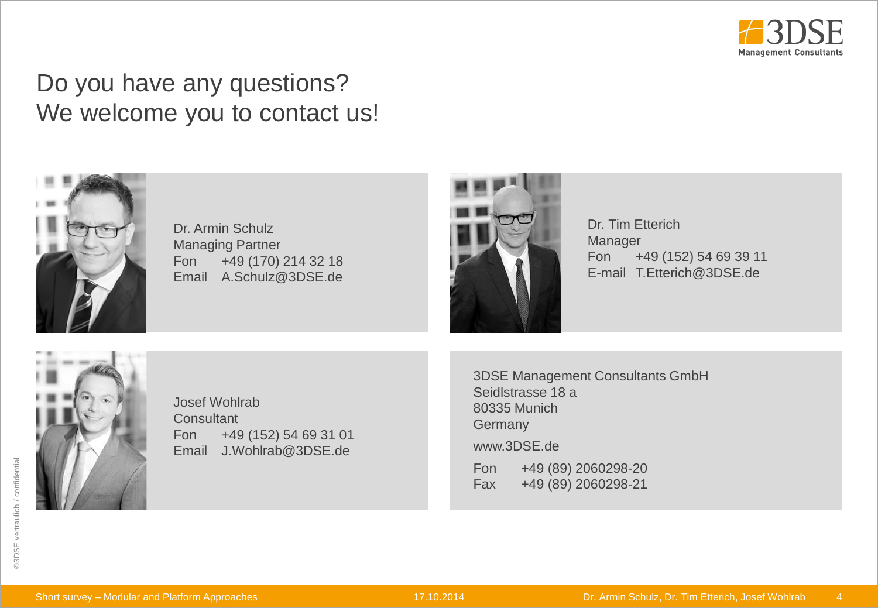# Do you have any questions?
# We welcome you to contact us!

Dr. Armin Schulz
Managing Partner
Fon +49 (170) 214 32 18
Email A.Schulz@3DSE.de

Dr. Tim Etterich
Manager
Fon +49 (152) 54 69 39 11
E-mail T.Etterich@3DSE.de

Josef Wohlrab
Consultant
Fon +49 (152) 54 69 31 01
Email J.Wohlrab@3DSE.de

3DSE Management Consultants GmbH
Seidlstrasse 18 a
80335 Munich
Germany

www.3DSE.de

Fon +49 (89) 2060298-20
Fax +49 (89) 2060298-21